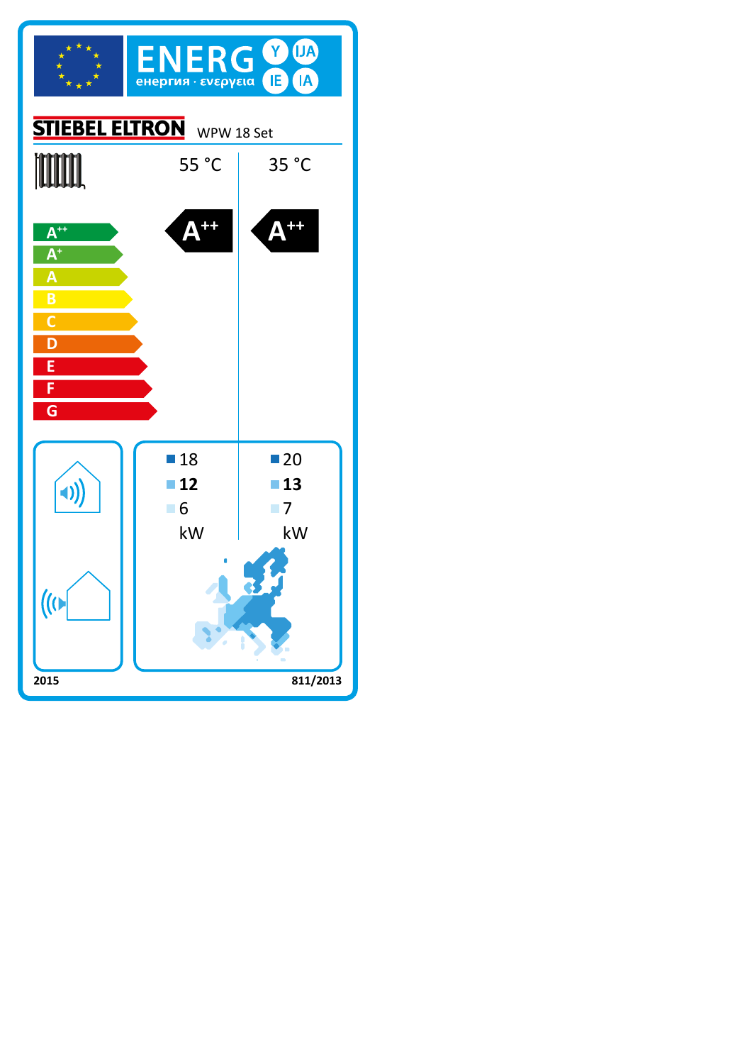# ENERG

енергия · ενεργεια

Y IJA IE IA

**STIEBEL ELTRON** WPW 18 Set

| | 55 °C | 35 °C |
|---|---|---|
| Energy class | A++ | A++ |

A++
A+
A
B
C
D
E
F
G

| | 55 °C | 35 °C |
|---|---|---|
| Colder climate | 18 | 20 |
| Average climate | **12** | **13** |
| Warmer climate | 6 | 7 |
| | kW | kW |

2015

811/2013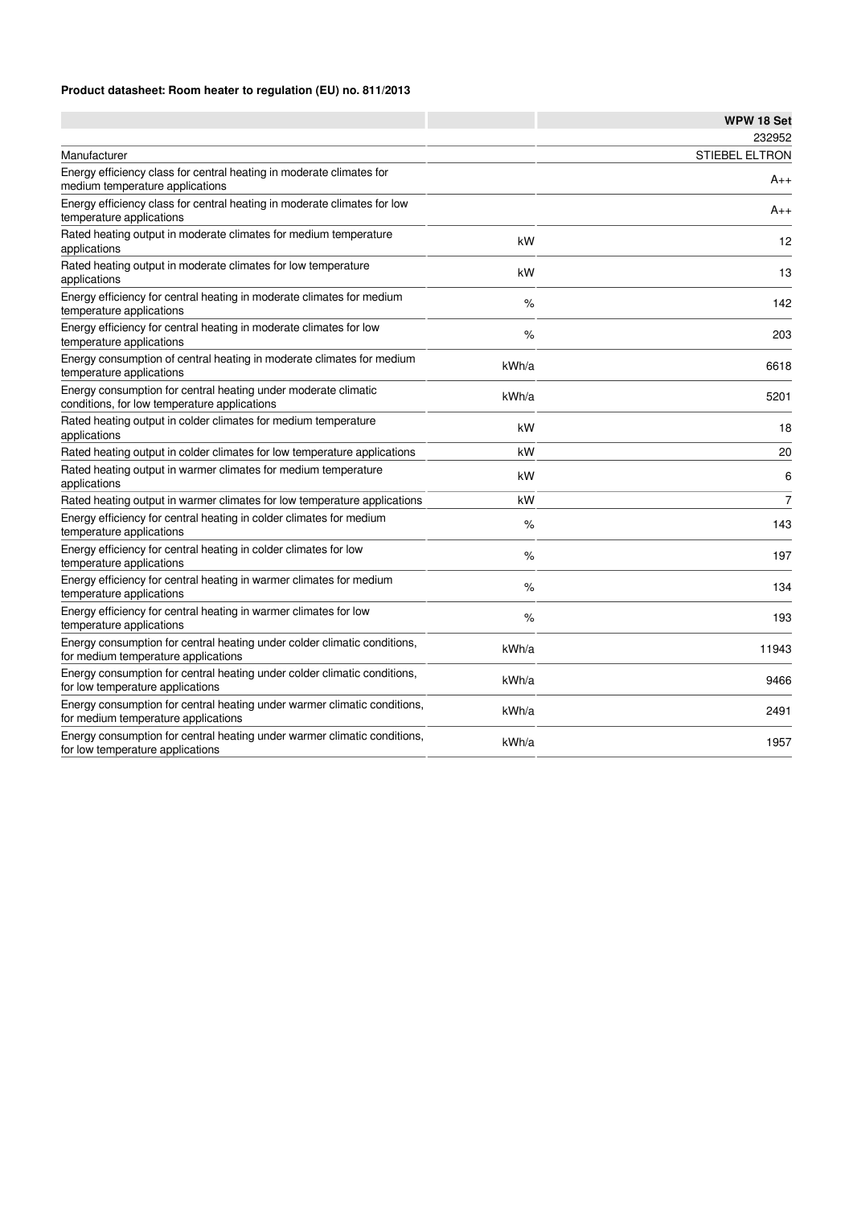**Product datasheet: Room heater to regulation (EU) no. 811/2013**

| | | WPW 18 Set |
|---|---|---|
| | | 232952 |
| Manufacturer | | STIEBEL ELTRON |
| Energy efficiency class for central heating in moderate climates for medium temperature applications | | A++ |
| Energy efficiency class for central heating in moderate climates for low temperature applications | | A++ |
| Rated heating output in moderate climates for medium temperature applications | kW | 12 |
| Rated heating output in moderate climates for low temperature applications | kW | 13 |
| Energy efficiency for central heating in moderate climates for medium temperature applications | % | 142 |
| Energy efficiency for central heating in moderate climates for low temperature applications | % | 203 |
| Energy consumption of central heating in moderate climates for medium temperature applications | kWh/a | 6618 |
| Energy consumption for central heating under moderate climatic conditions, for low temperature applications | kWh/a | 5201 |
| Rated heating output in colder climates for medium temperature applications | kW | 18 |
| Rated heating output in colder climates for low temperature applications | kW | 20 |
| Rated heating output in warmer climates for medium temperature applications | kW | 6 |
| Rated heating output in warmer climates for low temperature applications | kW | 7 |
| Energy efficiency for central heating in colder climates for medium temperature applications | % | 143 |
| Energy efficiency for central heating in colder climates for low temperature applications | % | 197 |
| Energy efficiency for central heating in warmer climates for medium temperature applications | % | 134 |
| Energy efficiency for central heating in warmer climates for low temperature applications | % | 193 |
| Energy consumption for central heating under colder climatic conditions, for medium temperature applications | kWh/a | 11943 |
| Energy consumption for central heating under colder climatic conditions, for low temperature applications | kWh/a | 9466 |
| Energy consumption for central heating under warmer climatic conditions, for medium temperature applications | kWh/a | 2491 |
| Energy consumption for central heating under warmer climatic conditions, for low temperature applications | kWh/a | 1957 |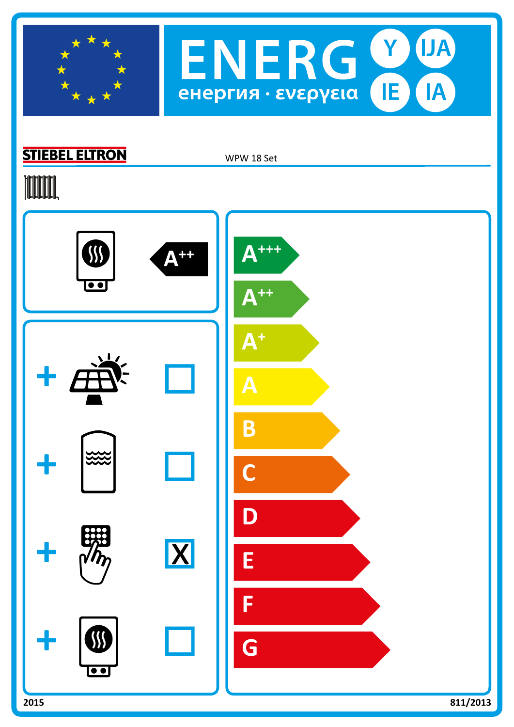# ENERG Y IJA IE IA

енергия · ενεργεια

**STIEBEL ELTRON** WPW 18 Set

A++

+ ☐
+ ☐
+ ☒ X
+ ☐

A+++

A++

A+

A

B

C

D

E

F

G

2015

811/2013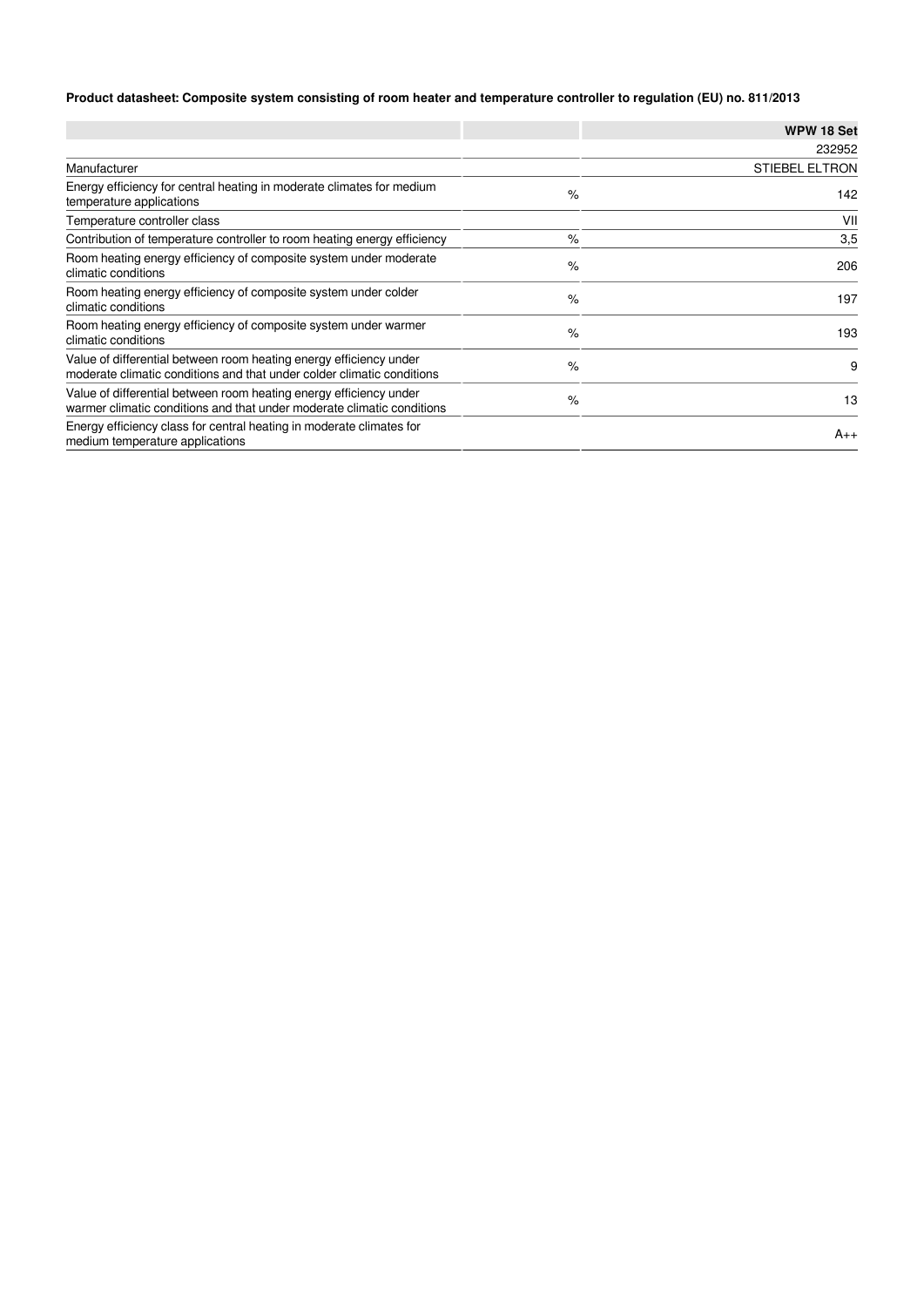**Product datasheet: Composite system consisting of room heater and temperature controller to regulation (EU) no. 811/2013**

| | | WPW 18 Set |
|---|---|---|
| | | 232952 |
| Manufacturer | | STIEBEL ELTRON |
| Energy efficiency for central heating in moderate climates for medium temperature applications | % | 142 |
| Temperature controller class | | VII |
| Contribution of temperature controller to room heating energy efficiency | % | 3,5 |
| Room heating energy efficiency of composite system under moderate climatic conditions | % | 206 |
| Room heating energy efficiency of composite system under colder climatic conditions | % | 197 |
| Room heating energy efficiency of composite system under warmer climatic conditions | % | 193 |
| Value of differential between room heating energy efficiency under moderate climatic conditions and that under colder climatic conditions | % | 9 |
| Value of differential between room heating energy efficiency under warmer climatic conditions and that under moderate climatic conditions | % | 13 |
| Energy efficiency class for central heating in moderate climates for medium temperature applications | | A++ |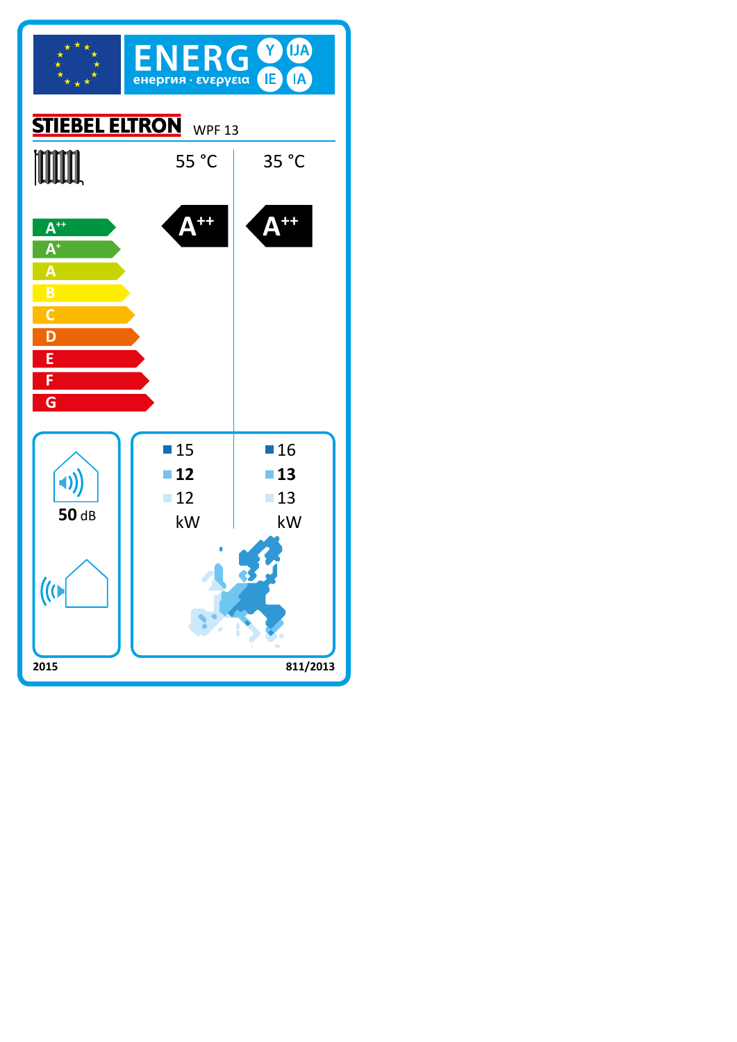# ENERG Y IJA IE IA
енергия · ενεργεια

**STIEBEL ELTRON** WPF 13

| | 55 °C | 35 °C |
|---|---|---|
| Energy class | A++ | A++ |

Scale: A++, A+, A, B, C, D, E, F, G

**50** dB

| | 55 °C | 35 °C |
|---|---|---|
| ■ | 15 | 16 |
| ■ | **12** | **13** |
| ■ | 12 | 13 |
| | kW | kW |

2015

811/2013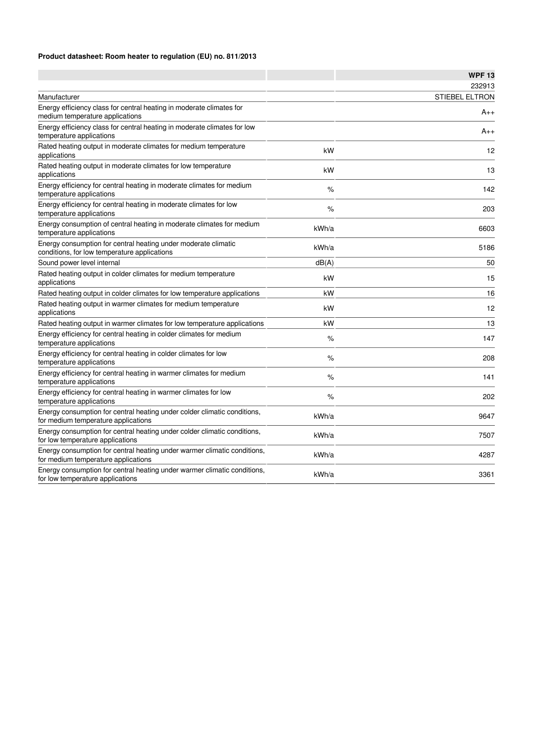**Product datasheet: Room heater to regulation (EU) no. 811/2013**

| | | WPF 13 |
|---|---|---|
| | | 232913 |
| Manufacturer | | STIEBEL ELTRON |
| Energy efficiency class for central heating in moderate climates for medium temperature applications | | A++ |
| Energy efficiency class for central heating in moderate climates for low temperature applications | | A++ |
| Rated heating output in moderate climates for medium temperature applications | kW | 12 |
| Rated heating output in moderate climates for low temperature applications | kW | 13 |
| Energy efficiency for central heating in moderate climates for medium temperature applications | % | 142 |
| Energy efficiency for central heating in moderate climates for low temperature applications | % | 203 |
| Energy consumption of central heating in moderate climates for medium temperature applications | kWh/a | 6603 |
| Energy consumption for central heating under moderate climatic conditions, for low temperature applications | kWh/a | 5186 |
| Sound power level internal | dB(A) | 50 |
| Rated heating output in colder climates for medium temperature applications | kW | 15 |
| Rated heating output in colder climates for low temperature applications | kW | 16 |
| Rated heating output in warmer climates for medium temperature applications | kW | 12 |
| Rated heating output in warmer climates for low temperature applications | kW | 13 |
| Energy efficiency for central heating in colder climates for medium temperature applications | % | 147 |
| Energy efficiency for central heating in colder climates for low temperature applications | % | 208 |
| Energy efficiency for central heating in warmer climates for medium temperature applications | % | 141 |
| Energy efficiency for central heating in warmer climates for low temperature applications | % | 202 |
| Energy consumption for central heating under colder climatic conditions, for medium temperature applications | kWh/a | 9647 |
| Energy consumption for central heating under colder climatic conditions, for low temperature applications | kWh/a | 7507 |
| Energy consumption for central heating under warmer climatic conditions, for medium temperature applications | kWh/a | 4287 |
| Energy consumption for central heating under warmer climatic conditions, for low temperature applications | kWh/a | 3361 |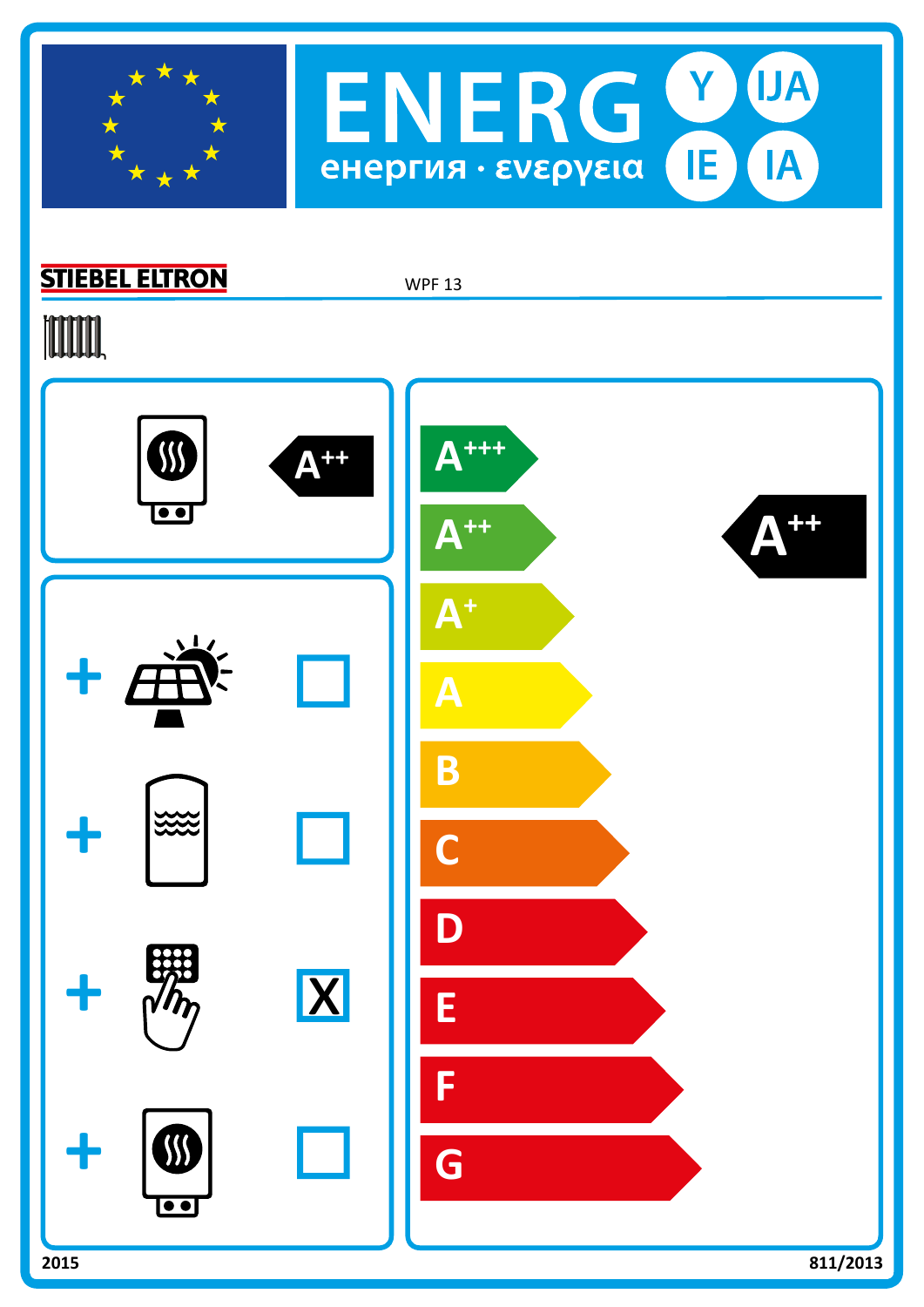# ENERG Y IJA IE IA

енергия · ενεργεια

**STIEBEL ELTRON** WPF 13

A++

+ ☐
+ ☐
+ X
+ ☐

A+++
A++
A+
A
B
C
D
E
F
G

A++

2015 811/2013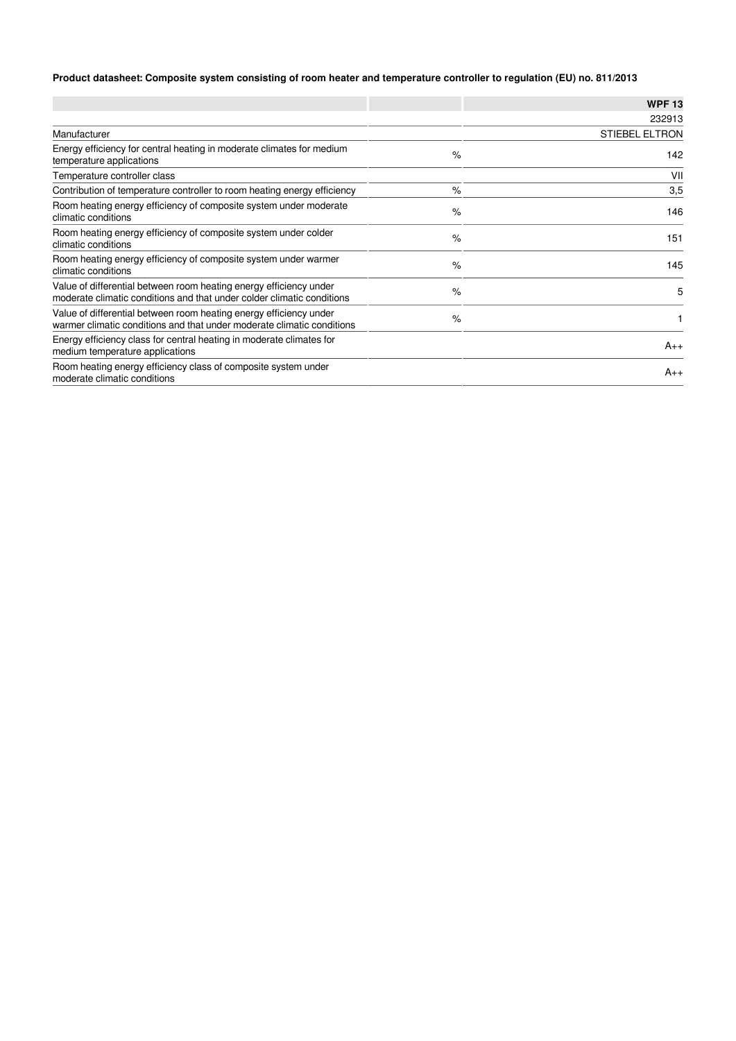**Product datasheet: Composite system consisting of room heater and temperature controller to regulation (EU) no. 811/2013**

| | | **WPF 13** |
|---|---|---|
| | | 232913 |
| Manufacturer | | STIEBEL ELTRON |
| Energy efficiency for central heating in moderate climates for medium temperature applications | % | 142 |
| Temperature controller class | | VII |
| Contribution of temperature controller to room heating energy efficiency | % | 3,5 |
| Room heating energy efficiency of composite system under moderate climatic conditions | % | 146 |
| Room heating energy efficiency of composite system under colder climatic conditions | % | 151 |
| Room heating energy efficiency of composite system under warmer climatic conditions | % | 145 |
| Value of differential between room heating energy efficiency under moderate climatic conditions and that under colder climatic conditions | % | 5 |
| Value of differential between room heating energy efficiency under warmer climatic conditions and that under moderate climatic conditions | % | 1 |
| Energy efficiency class for central heating in moderate climates for medium temperature applications | | A++ |
| Room heating energy efficiency class of composite system under moderate climatic conditions | | A++ |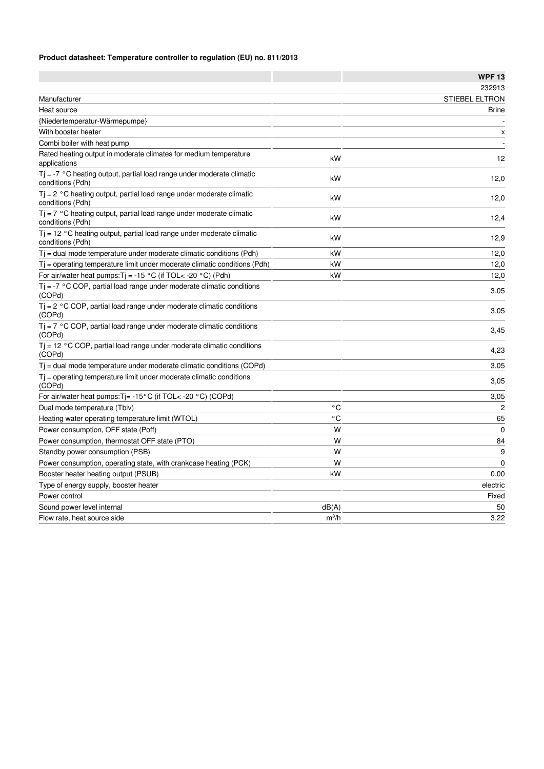**Product datasheet: Temperature controller to regulation (EU) no. 811/2013**

| | | WPF 13 |
|---|---|---|
| | | 232913 |
| Manufacturer | | STIEBEL ELTRON |
| Heat source | | Brine |
| {Niedertemperatur-Wärmepumpe} | | - |
| With booster heater | | x |
| Combi boiler with heat pump | | - |
| Rated heating output in moderate climates for medium temperature applications | kW | 12 |
| Tj = -7 °C heating output, partial load range under moderate climatic conditions (Pdh) | kW | 12,0 |
| Tj = 2 °C heating output, partial load range under moderate climatic conditions (Pdh) | kW | 12,0 |
| Tj = 7 °C heating output, partial load range under moderate climatic conditions (Pdh) | kW | 12,4 |
| Tj = 12 °C heating output, partial load range under moderate climatic conditions (Pdh) | kW | 12,9 |
| Tj = dual mode temperature under moderate climatic conditions (Pdh) | kW | 12,0 |
| Tj = operating temperature limit under moderate climatic conditions (Pdh) | kW | 12,0 |
| For air/water heat pumps:Tj = -15 °C (if TOL< -20 °C) (Pdh) | kW | 12,0 |
| Tj = -7 °C COP, partial load range under moderate climatic conditions (COPd) | | 3,05 |
| Tj = 2 °C COP, partial load range under moderate climatic conditions (COPd) | | 3,05 |
| Tj = 7 °C COP, partial load range under moderate climatic conditions (COPd) | | 3,45 |
| Tj = 12 °C COP, partial load range under moderate climatic conditions (COPd) | | 4,23 |
| Tj = dual mode temperature under moderate climatic conditions (COPd) | | 3,05 |
| Tj = operating temperature limit under moderate climatic conditions (COPd) | | 3,05 |
| For air/water heat pumps:Tj= -15°C (if TOL< -20 °C) (COPd) | | 3,05 |
| Dual mode temperature (Tbiv) | °C | 2 |
| Heating water operating temperature limit (WTOL) | °C | 65 |
| Power consumption, OFF state (Poff) | W | 0 |
| Power consumption, thermostat OFF state (PTO) | W | 84 |
| Standby power consumption (PSB) | W | 9 |
| Power consumption, operating state, with crankcase heating (PCK) | W | 0 |
| Booster heater heating output (PSUB) | kW | 0,00 |
| Type of energy supply, booster heater | | electric |
| Power control | | Fixed |
| Sound power level internal | dB(A) | 50 |
| Flow rate, heat source side | $m^3/h$ | 3,22 |